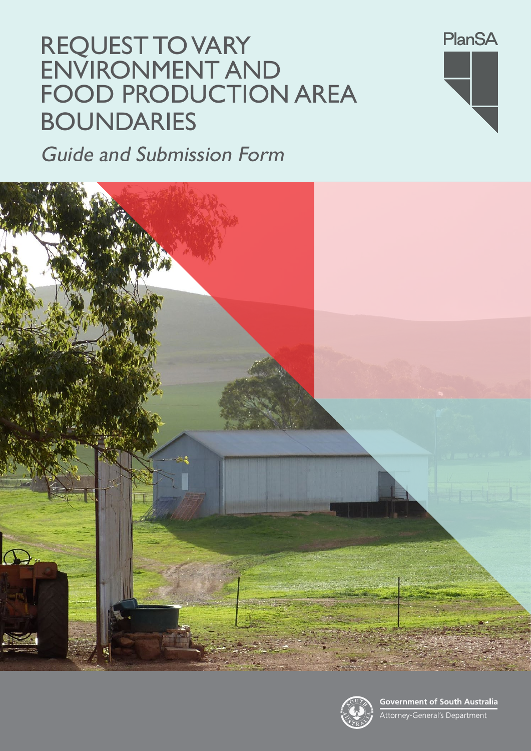# REQUEST TO VARY ENVIRONMENT AND FOOD PRODUCTION AREA BOUNDARIES

*Guide and Submission Form*

PlanSA

Government of South Australia
Attorney-General's Department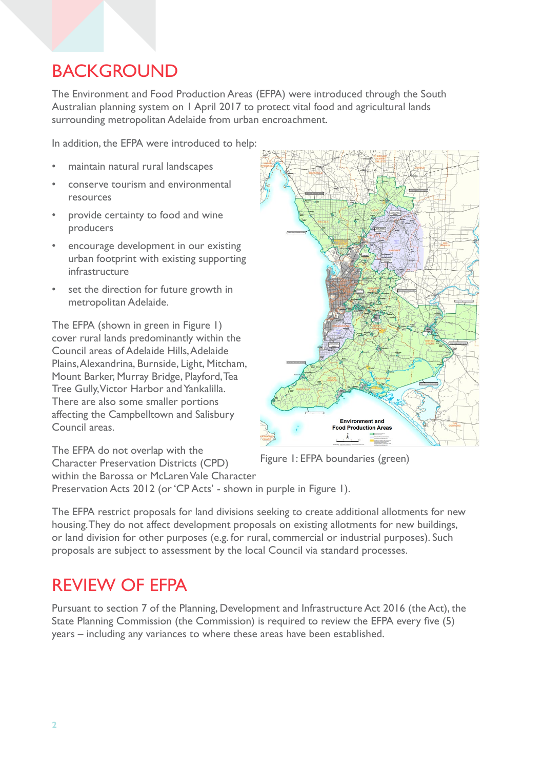# BACKGROUND

The Environment and Food Production Areas (EFPA) were introduced through the South Australian planning system on 1 April 2017 to protect vital food and agricultural lands surrounding metropolitan Adelaide from urban encroachment.

In addition, the EFPA were introduced to help:

- maintain natural rural landscapes
- conserve tourism and environmental resources
- provide certainty to food and wine producers
- encourage development in our existing urban footprint with existing supporting infrastructure
- set the direction for future growth in metropolitan Adelaide.

The EFPA (shown in green in Figure 1) cover rural lands predominantly within the Council areas of Adelaide Hills, Adelaide Plains, Alexandrina, Burnside, Light, Mitcham, Mount Barker, Murray Bridge, Playford, Tea Tree Gully, Victor Harbor and Yankalilla. There are also some smaller portions affecting the Campbelltown and Salisbury Council areas.

Figure 1: EFPA boundaries (green)

The EFPA do not overlap with the Character Preservation Districts (CPD) within the Barossa or McLaren Vale Character Preservation Acts 2012 (or 'CP Acts' - shown in purple in Figure 1).

The EFPA restrict proposals for land divisions seeking to create additional allotments for new housing. They do not affect development proposals on existing allotments for new buildings, or land division for other purposes (e.g. for rural, commercial or industrial purposes). Such proposals are subject to assessment by the local Council via standard processes.

# REVIEW OF EFPA

Pursuant to section 7 of the Planning, Development and Infrastructure Act 2016 (the Act), the State Planning Commission (the Commission) is required to review the EFPA every five (5) years – including any variances to where these areas have been established.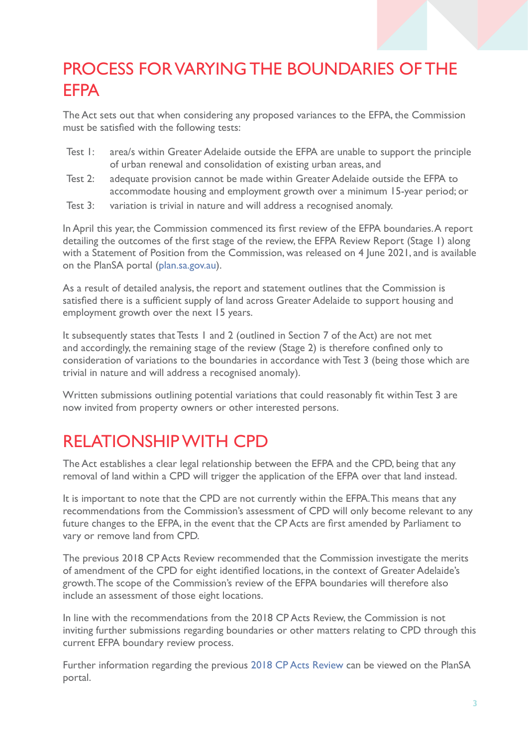# PROCESS FOR VARYING THE BOUNDARIES OF THE EFPA

The Act sets out that when considering any proposed variances to the EFPA, the Commission must be satisfied with the following tests:

- Test 1: area/s within Greater Adelaide outside the EFPA are unable to support the principle of urban renewal and consolidation of existing urban areas, and
- Test 2: adequate provision cannot be made within Greater Adelaide outside the EFPA to accommodate housing and employment growth over a minimum 15-year period; or
- Test 3: variation is trivial in nature and will address a recognised anomaly.

In April this year, the Commission commenced its first review of the EFPA boundaries. A report detailing the outcomes of the first stage of the review, the EFPA Review Report (Stage 1) along with a Statement of Position from the Commission, was released on 4 June 2021, and is available on the PlanSA portal (plan.sa.gov.au).

As a result of detailed analysis, the report and statement outlines that the Commission is satisfied there is a sufficient supply of land across Greater Adelaide to support housing and employment growth over the next 15 years.

It subsequently states that Tests 1 and 2 (outlined in Section 7 of the Act) are not met and accordingly, the remaining stage of the review (Stage 2) is therefore confined only to consideration of variations to the boundaries in accordance with Test 3 (being those which are trivial in nature and will address a recognised anomaly).

Written submissions outlining potential variations that could reasonably fit within Test 3 are now invited from property owners or other interested persons.

# RELATIONSHIP WITH CPD

The Act establishes a clear legal relationship between the EFPA and the CPD, being that any removal of land within a CPD will trigger the application of the EFPA over that land instead.

It is important to note that the CPD are not currently within the EFPA. This means that any recommendations from the Commission's assessment of CPD will only become relevant to any future changes to the EFPA, in the event that the CP Acts are first amended by Parliament to vary or remove land from CPD.

The previous 2018 CP Acts Review recommended that the Commission investigate the merits of amendment of the CPD for eight identified locations, in the context of Greater Adelaide's growth. The scope of the Commission's review of the EFPA boundaries will therefore also include an assessment of those eight locations.

In line with the recommendations from the 2018 CP Acts Review, the Commission is not inviting further submissions regarding boundaries or other matters relating to CPD through this current EFPA boundary review process.

Further information regarding the previous 2018 CP Acts Review can be viewed on the PlanSA portal.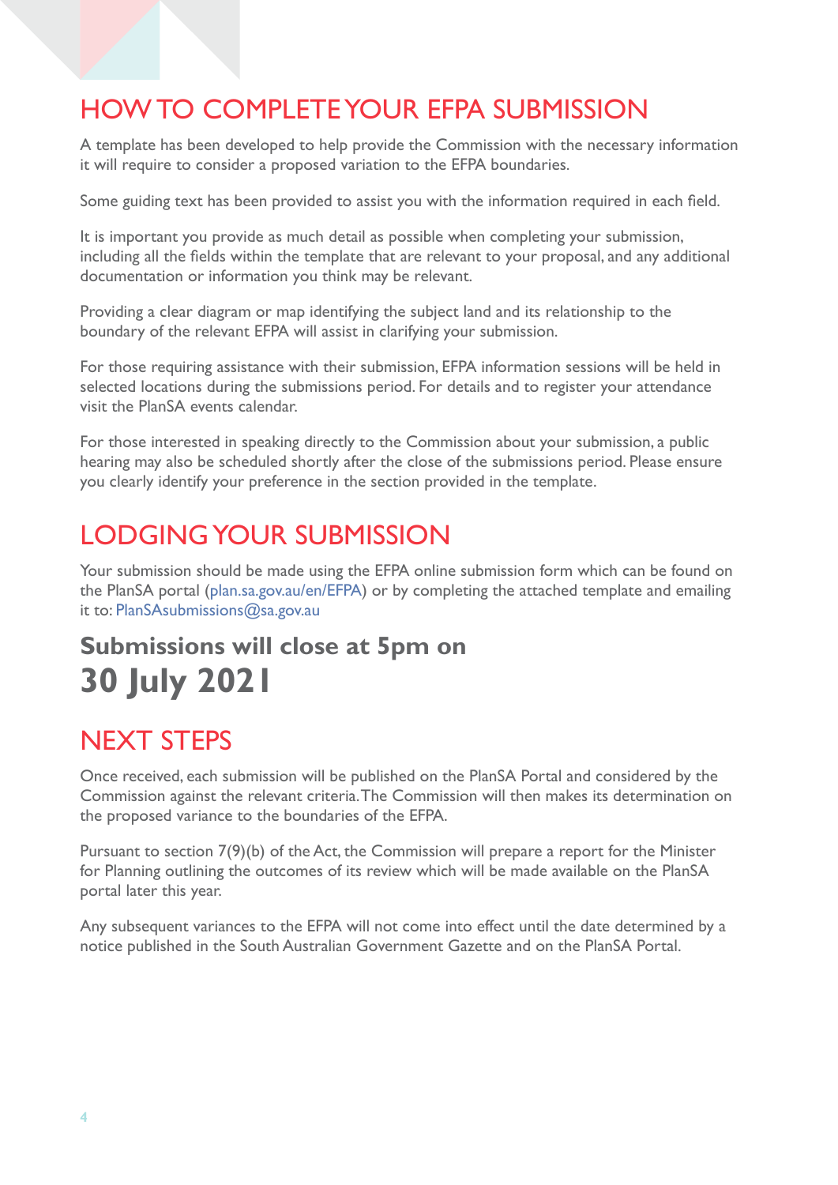# HOW TO COMPLETE YOUR EFPA SUBMISSION

A template has been developed to help provide the Commission with the necessary information it will require to consider a proposed variation to the EFPA boundaries.

Some guiding text has been provided to assist you with the information required in each field.

It is important you provide as much detail as possible when completing your submission, including all the fields within the template that are relevant to your proposal, and any additional documentation or information you think may be relevant.

Providing a clear diagram or map identifying the subject land and its relationship to the boundary of the relevant EFPA will assist in clarifying your submission.

For those requiring assistance with their submission, EFPA information sessions will be held in selected locations during the submissions period. For details and to register your attendance visit the PlanSA events calendar.

For those interested in speaking directly to the Commission about your submission, a public hearing may also be scheduled shortly after the close of the submissions period. Please ensure you clearly identify your preference in the section provided in the template.

# LODGING YOUR SUBMISSION

Your submission should be made using the EFPA online submission form which can be found on the PlanSA portal (plan.sa.gov.au/en/EFPA) or by completing the attached template and emailing it to: PlanSAsubmissions@sa.gov.au

## Submissions will close at 5pm on
## 30 July 2021

# NEXT STEPS

Once received, each submission will be published on the PlanSA Portal and considered by the Commission against the relevant criteria. The Commission will then makes its determination on the proposed variance to the boundaries of the EFPA.

Pursuant to section 7(9)(b) of the Act, the Commission will prepare a report for the Minister for Planning outlining the outcomes of its review which will be made available on the PlanSA portal later this year.

Any subsequent variances to the EFPA will not come into effect until the date determined by a notice published in the South Australian Government Gazette and on the PlanSA Portal.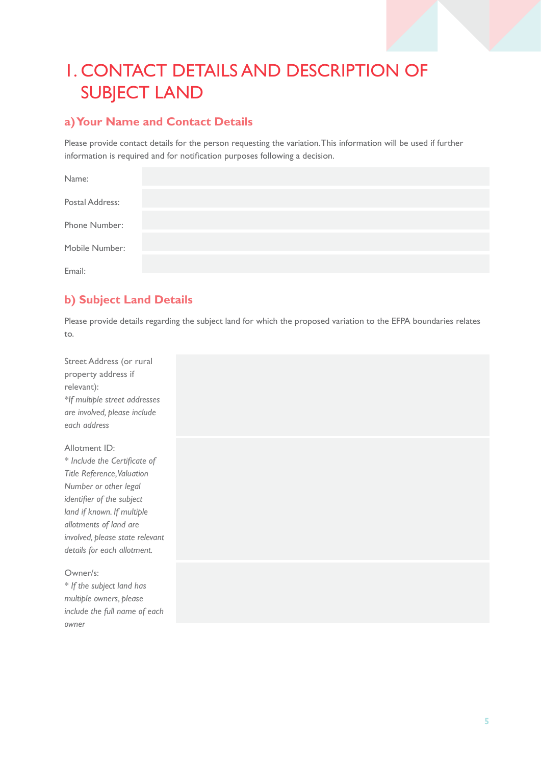# 1. CONTACT DETAILS AND DESCRIPTION OF SUBJECT LAND

## a) Your Name and Contact Details

Please provide contact details for the person requesting the variation. This information will be used if further information is required and for notification purposes following a decision.

| | |
|---|---|
| Name: | |
| Postal Address: | |
| Phone Number: | |
| Mobile Number: | |
| Email: | |

## b) Subject Land Details

Please provide details regarding the subject land for which the proposed variation to the EFPA boundaries relates to.

| | |
|---|---|
| Street Address (or rural property address if relevant): *\*If multiple street addresses are involved, please include each address* | |
| Allotment ID: *\* Include the Certificate of Title Reference, Valuation Number or other legal identifier of the subject land if known. If multiple allotments of land are involved, please state relevant details for each allotment.* | |
| Owner/s: *\* If the subject land has multiple owners, please include the full name of each owner* | |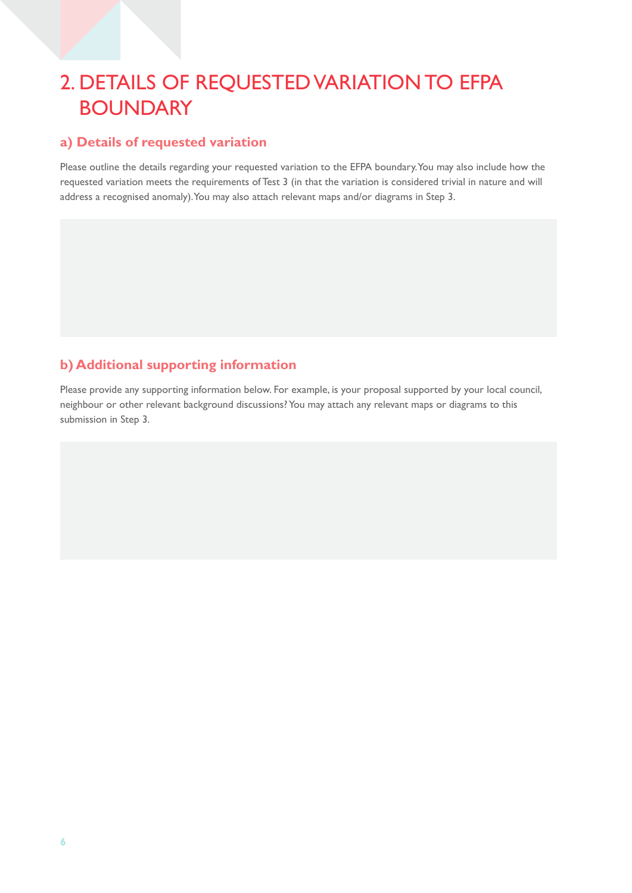# 2. DETAILS OF REQUESTED VARIATION TO EFPA BOUNDARY

## a) Details of requested variation

Please outline the details regarding your requested variation to the EFPA boundary. You may also include how the requested variation meets the requirements of Test 3 (in that the variation is considered trivial in nature and will address a recognised anomaly). You may also attach relevant maps and/or diagrams in Step 3.

## b) Additional supporting information

Please provide any supporting information below. For example, is your proposal supported by your local council, neighbour or other relevant background discussions? You may attach any relevant maps or diagrams to this submission in Step 3.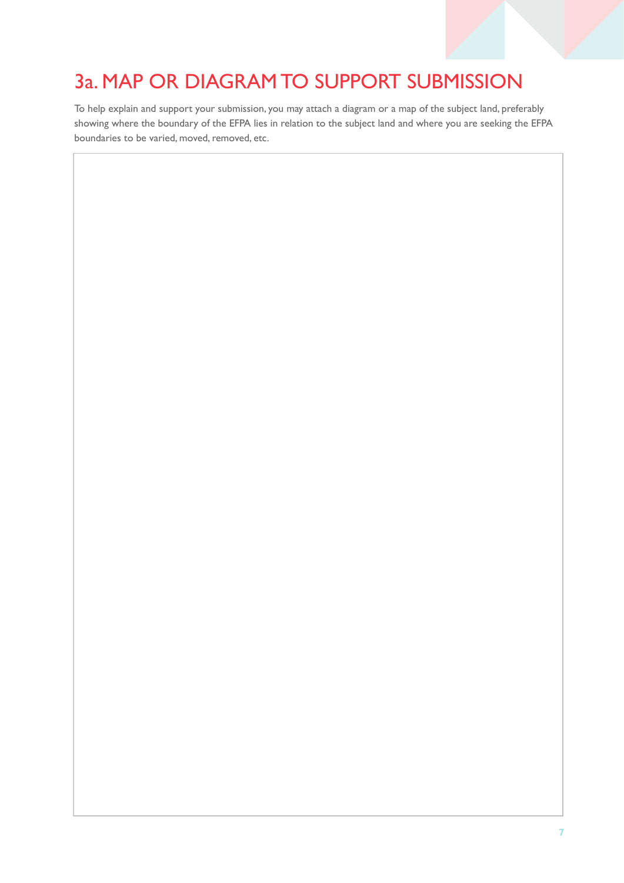# 3a. MAP OR DIAGRAM TO SUPPORT SUBMISSION

To help explain and support your submission, you may attach a diagram or a map of the subject land, preferably showing where the boundary of the EFPA lies in relation to the subject land and where you are seeking the EFPA boundaries to be varied, moved, removed, etc.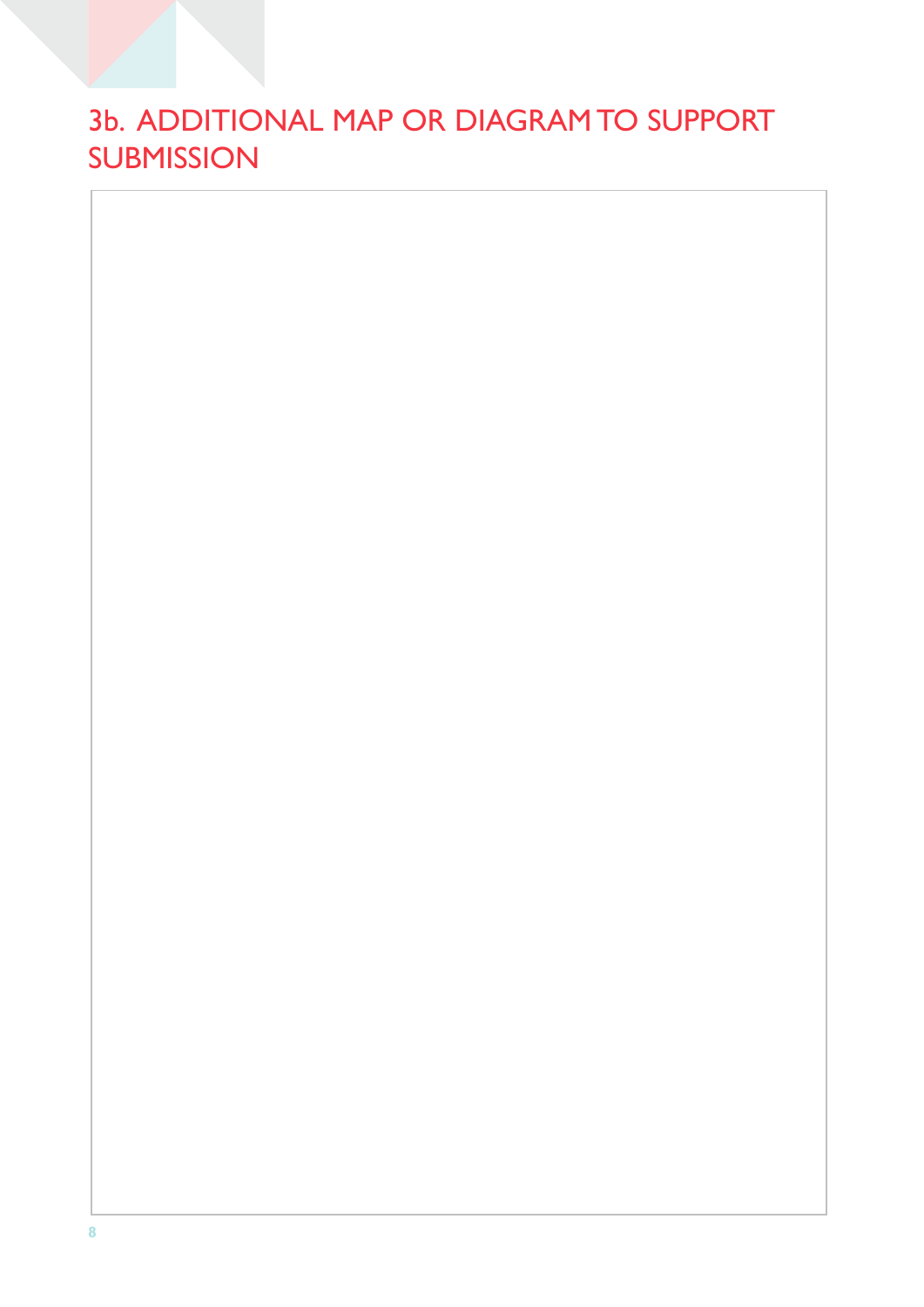## 3b. ADDITIONAL MAP OR DIAGRAM TO SUPPORT SUBMISSION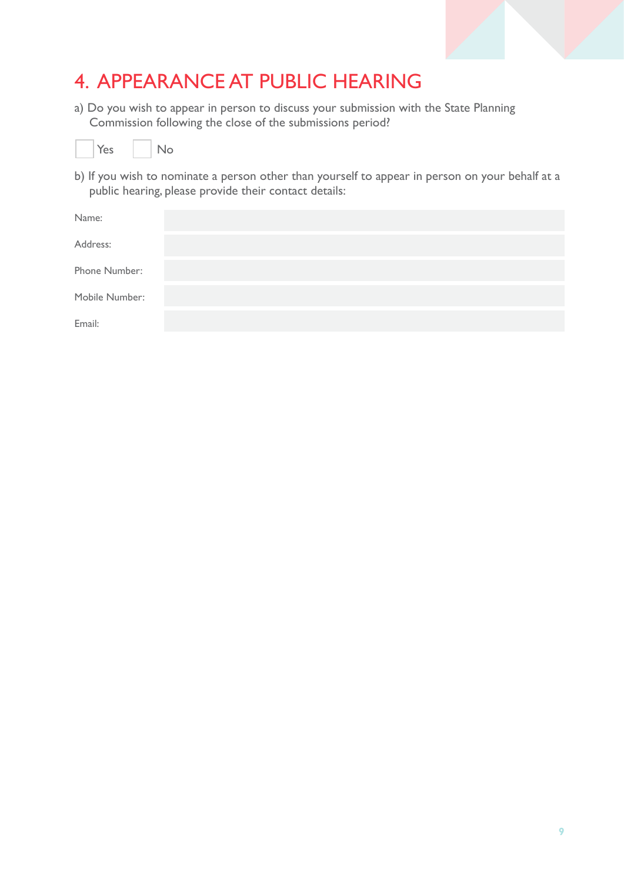# 4. APPEARANCE AT PUBLIC HEARING

a) Do you wish to appear in person to discuss your submission with the State Planning Commission following the close of the submissions period?

☐ Yes ☐ No

b) If you wish to nominate a person other than yourself to appear in person on your behalf at a public hearing, please provide their contact details:

| | |
|---|---|
| Name: | |
| Address: | |
| Phone Number: | |
| Mobile Number: | |
| Email: | |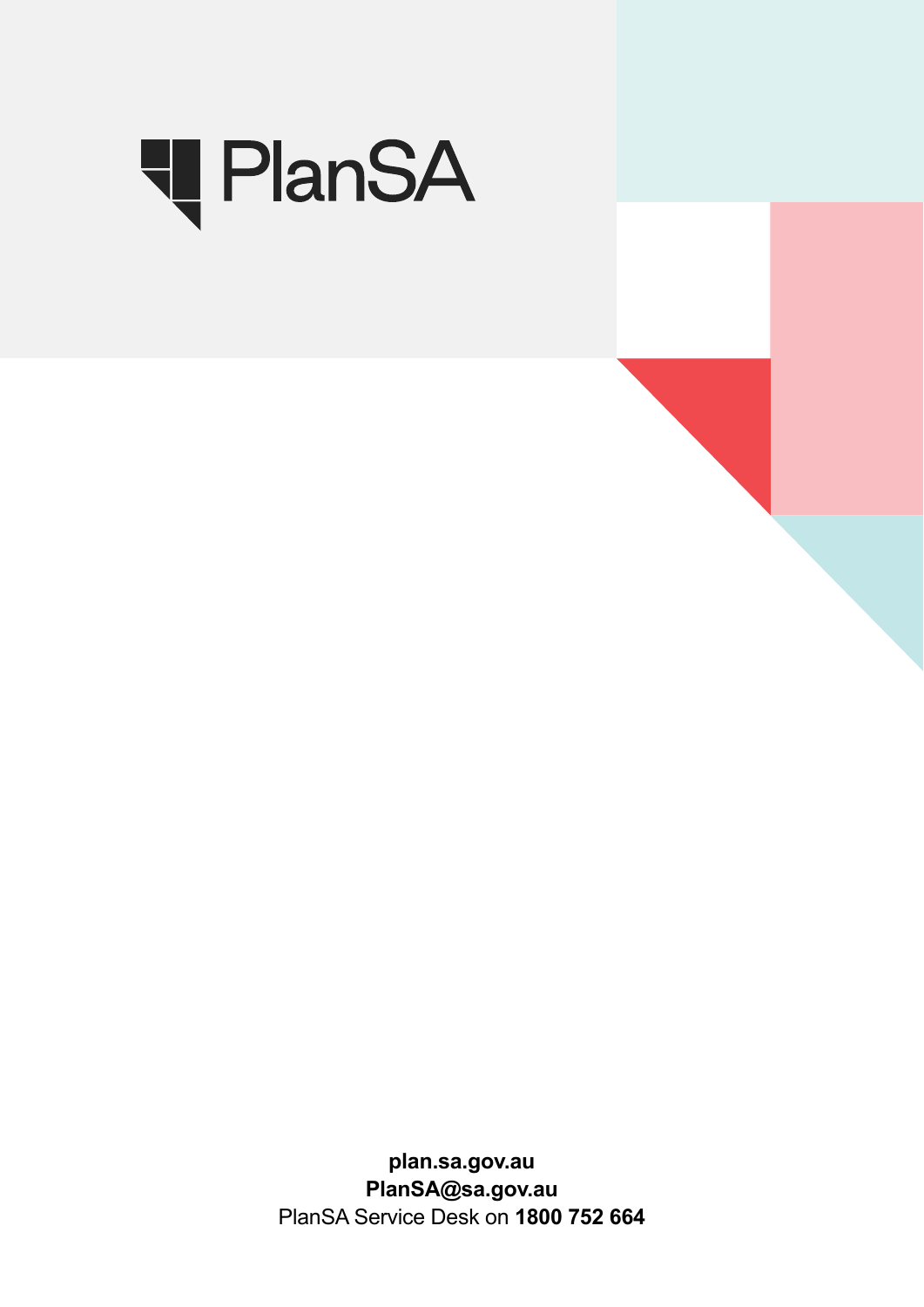PlanSA

**plan.sa.gov.au**
**PlanSA@sa.gov.au**
PlanSA Service Desk on **1800 752 664**